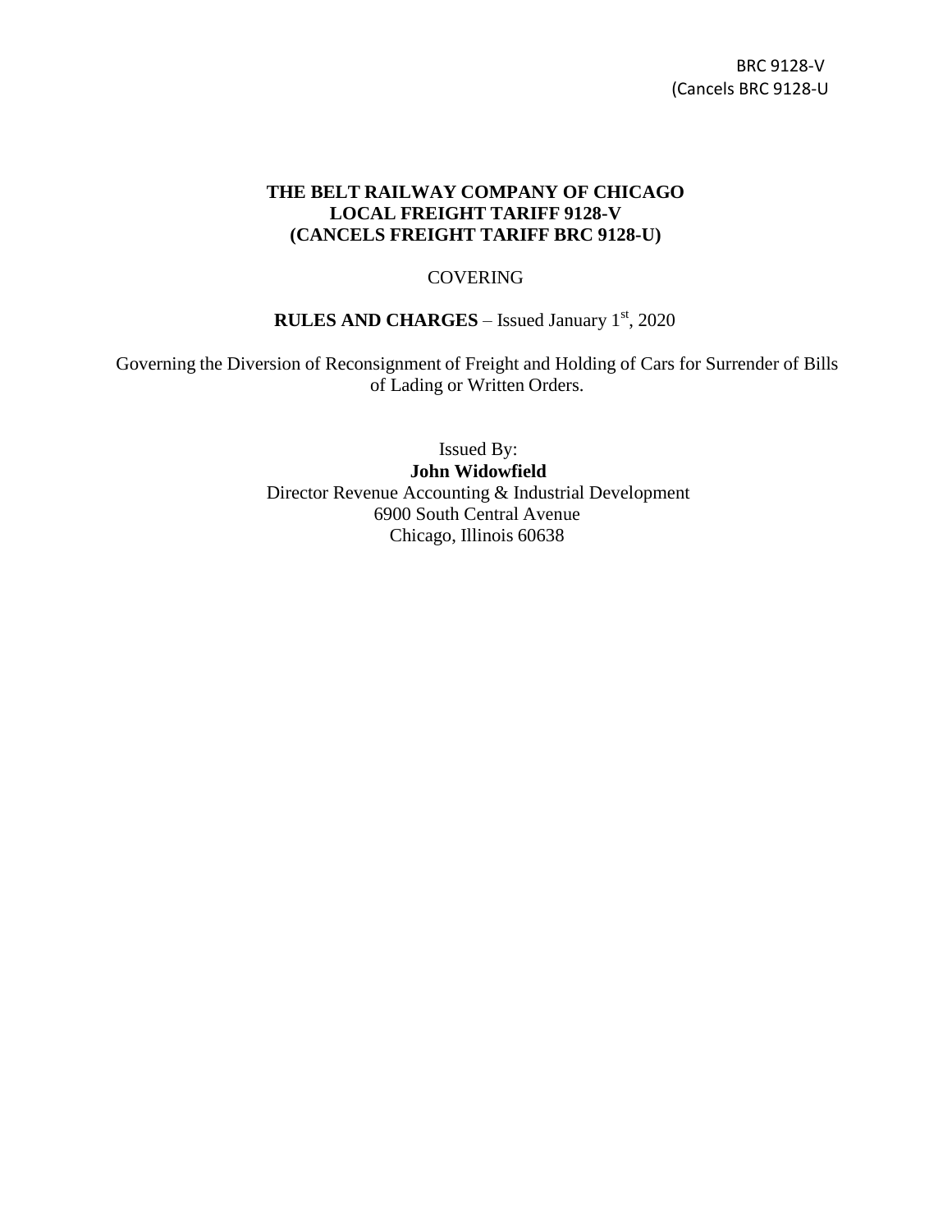BRC 9128-V
(Cancels BRC 9128-U

**THE BELT RAILWAY COMPANY OF CHICAGO**
**LOCAL FREIGHT TARIFF 9128-V**
**(CANCELS FREIGHT TARIFF BRC 9128-U)**

COVERING

**RULES AND CHARGES** – Issued January 1st, 2020

Governing the Diversion of Reconsignment of Freight and Holding of Cars for Surrender of Bills of Lading or Written Orders.

Issued By:
**John Widowfield**
Director Revenue Accounting & Industrial Development
6900 South Central Avenue
Chicago, Illinois 60638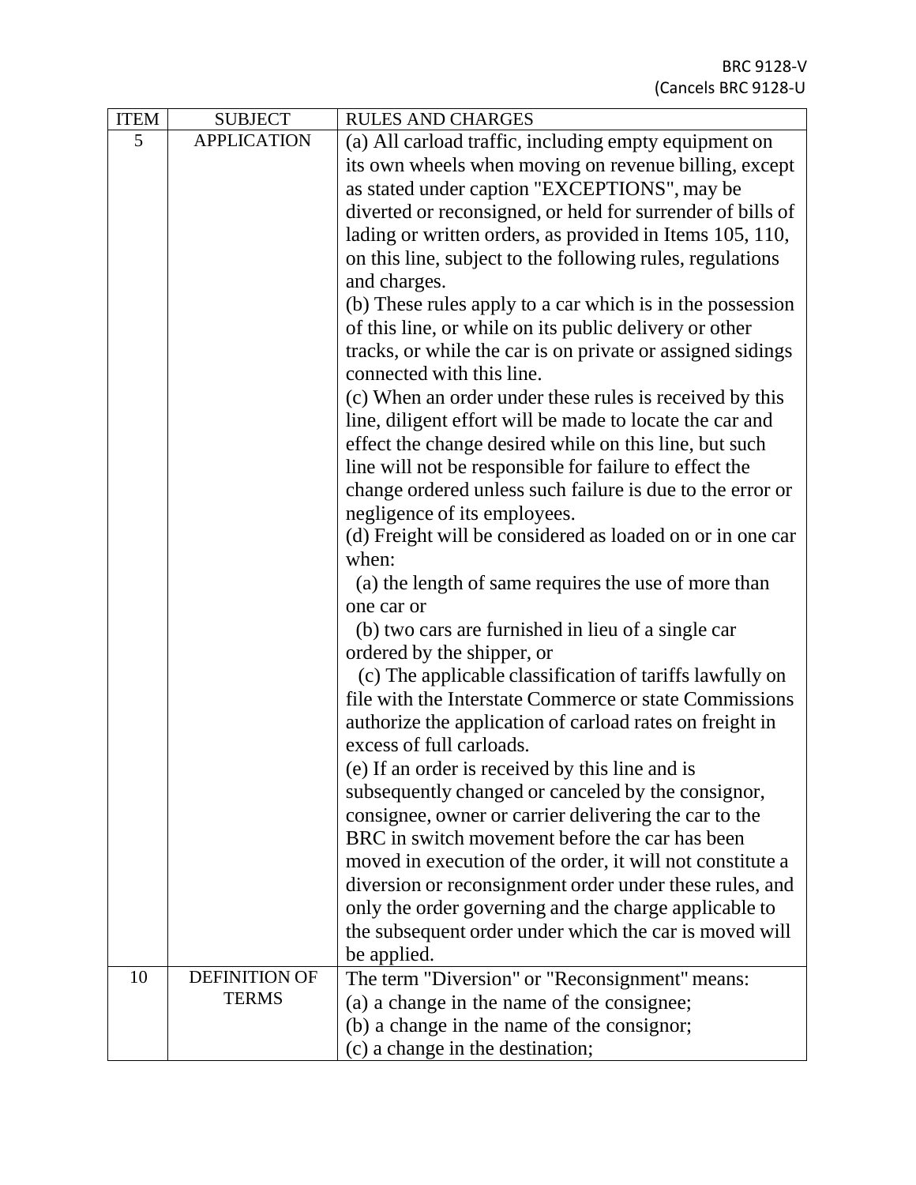BRC 9128-V
(Cancels BRC 9128-U

| ITEM | SUBJECT | RULES AND CHARGES |
|---|---|---|
| 5 | APPLICATION | (a) All carload traffic, including empty equipment on its own wheels when moving on revenue billing, except as stated under caption "EXCEPTIONS", may be diverted or reconsigned, or held for surrender of bills of lading or written orders, as provided in Items 105, 110, on this line, subject to the following rules, regulations and charges.<br>(b) These rules apply to a car which is in the possession of this line, or while on its public delivery or other tracks, or while the car is on private or assigned sidings connected with this line.<br>(c) When an order under these rules is received by this line, diligent effort will be made to locate the car and effect the change desired while on this line, but such line will not be responsible for failure to effect the change ordered unless such failure is due to the error or negligence of its employees.<br>(d) Freight will be considered as loaded on or in one car when:<br>(a) the length of same requires the use of more than one car or<br>(b) two cars are furnished in lieu of a single car ordered by the shipper, or<br>(c) The applicable classification of tariffs lawfully on file with the Interstate Commerce or state Commissions authorize the application of carload rates on freight in excess of full carloads.<br>(e) If an order is received by this line and is subsequently changed or canceled by the consignor, consignee, owner or carrier delivering the car to the BRC in switch movement before the car has been moved in execution of the order, it will not constitute a diversion or reconsignment order under these rules, and only the order governing and the charge applicable to the subsequent order under which the car is moved will be applied. |
| 10 | DEFINITION OF TERMS | The term "Diversion" or "Reconsignment" means:<br>(a) a change in the name of the consignee;<br>(b) a change in the name of the consignor;<br>(c) a change in the destination; |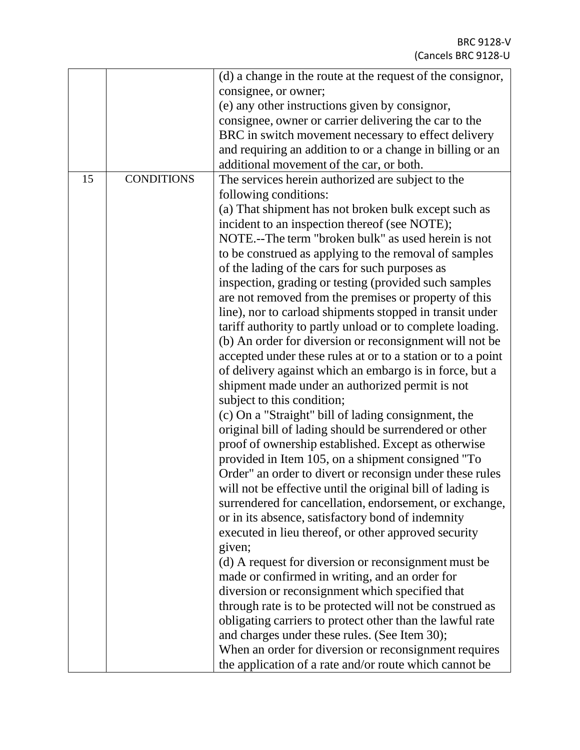| | | |
|---|---|---|
| | | (d) a change in the route at the request of the consignor, consignee, or owner;<br>(e) any other instructions given by consignor, consignee, owner or carrier delivering the car to the BRC in switch movement necessary to effect delivery and requiring an addition to or a change in billing or an additional movement of the car, or both. |
| 15 | CONDITIONS | The services herein authorized are subject to the following conditions:<br>(a) That shipment has not broken bulk except such as incident to an inspection thereof (see NOTE);<br>NOTE.--The term "broken bulk" as used herein is not to be construed as applying to the removal of samples of the lading of the cars for such purposes as inspection, grading or testing (provided such samples are not removed from the premises or property of this line), nor to carload shipments stopped in transit under tariff authority to partly unload or to complete loading.<br>(b) An order for diversion or reconsignment will not be accepted under these rules at or to a station or to a point of delivery against which an embargo is in force, but a shipment made under an authorized permit is not subject to this condition;<br>(c) On a "Straight" bill of lading consignment, the original bill of lading should be surrendered or other proof of ownership established. Except as otherwise provided in Item 105, on a shipment consigned "To Order" an order to divert or reconsign under these rules will not be effective until the original bill of lading is surrendered for cancellation, endorsement, or exchange, or in its absence, satisfactory bond of indemnity executed in lieu thereof, or other approved security given;<br>(d) A request for diversion or reconsignment must be made or confirmed in writing, and an order for diversion or reconsignment which specified that through rate is to be protected will not be construed as obligating carriers to protect other than the lawful rate and charges under these rules. (See Item 30);<br>When an order for diversion or reconsignment requires the application of a rate and/or route which cannot be |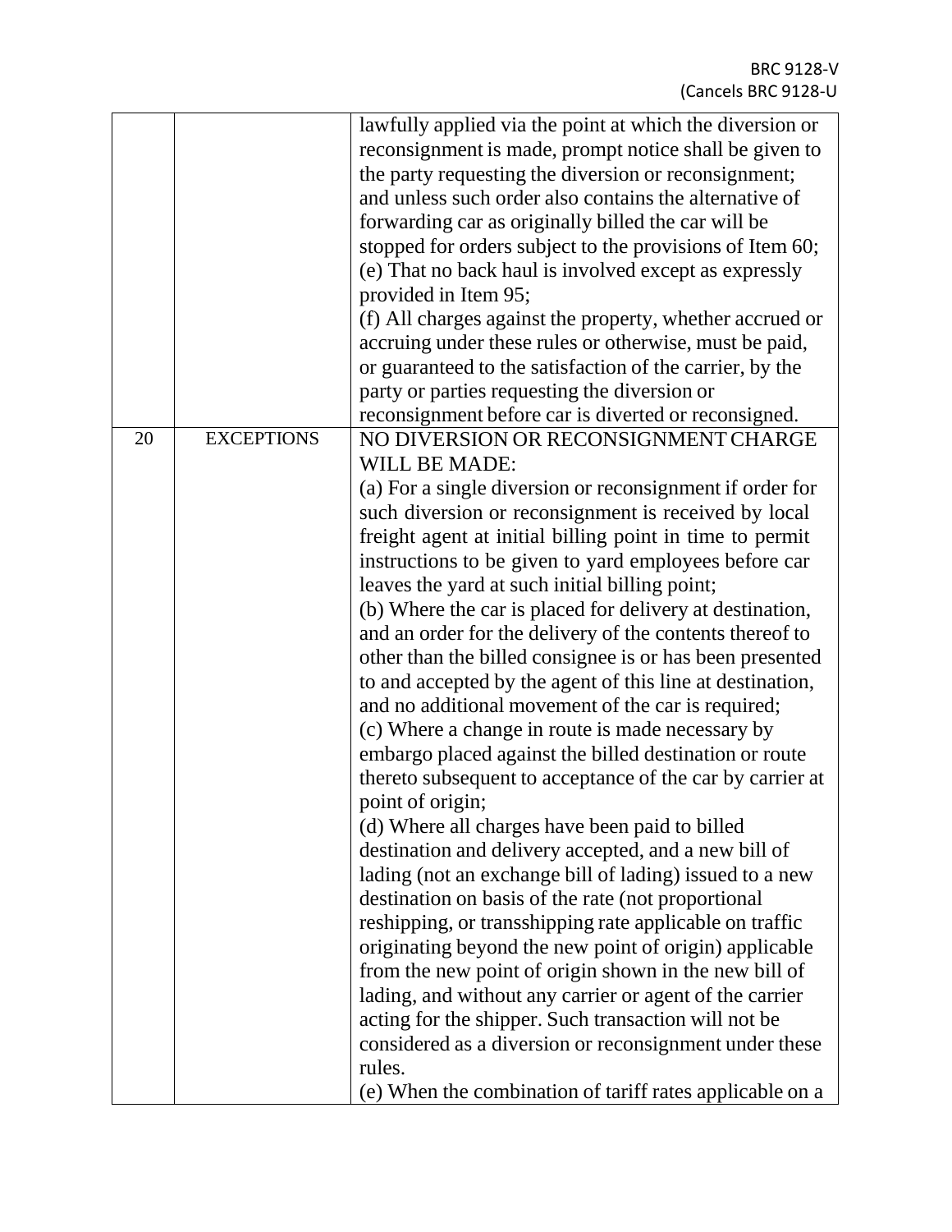| | | |
|---|---|---|
| | | lawfully applied via the point at which the diversion or reconsignment is made, prompt notice shall be given to the party requesting the diversion or reconsignment; and unless such order also contains the alternative of forwarding car as originally billed the car will be stopped for orders subject to the provisions of Item 60;<br>(e) That no back haul is involved except as expressly provided in Item 95;<br>(f) All charges against the property, whether accrued or accruing under these rules or otherwise, must be paid, or guaranteed to the satisfaction of the carrier, by the party or parties requesting the diversion or reconsignment before car is diverted or reconsigned. |
| 20 | EXCEPTIONS | NO DIVERSION OR RECONSIGNMENT CHARGE WILL BE MADE:<br>(a) For a single diversion or reconsignment if order for such diversion or reconsignment is received by local freight agent at initial billing point in time to permit instructions to be given to yard employees before car leaves the yard at such initial billing point;<br>(b) Where the car is placed for delivery at destination, and an order for the delivery of the contents thereof to other than the billed consignee is or has been presented to and accepted by the agent of this line at destination, and no additional movement of the car is required;<br>(c) Where a change in route is made necessary by embargo placed against the billed destination or route thereto subsequent to acceptance of the car by carrier at point of origin;<br>(d) Where all charges have been paid to billed destination and delivery accepted, and a new bill of lading (not an exchange bill of lading) issued to a new destination on basis of the rate (not proportional reshipping, or transshipping rate applicable on traffic originating beyond the new point of origin) applicable from the new point of origin shown in the new bill of lading, and without any carrier or agent of the carrier acting for the shipper. Such transaction will not be considered as a diversion or reconsignment under these rules.<br>(e) When the combination of tariff rates applicable on a |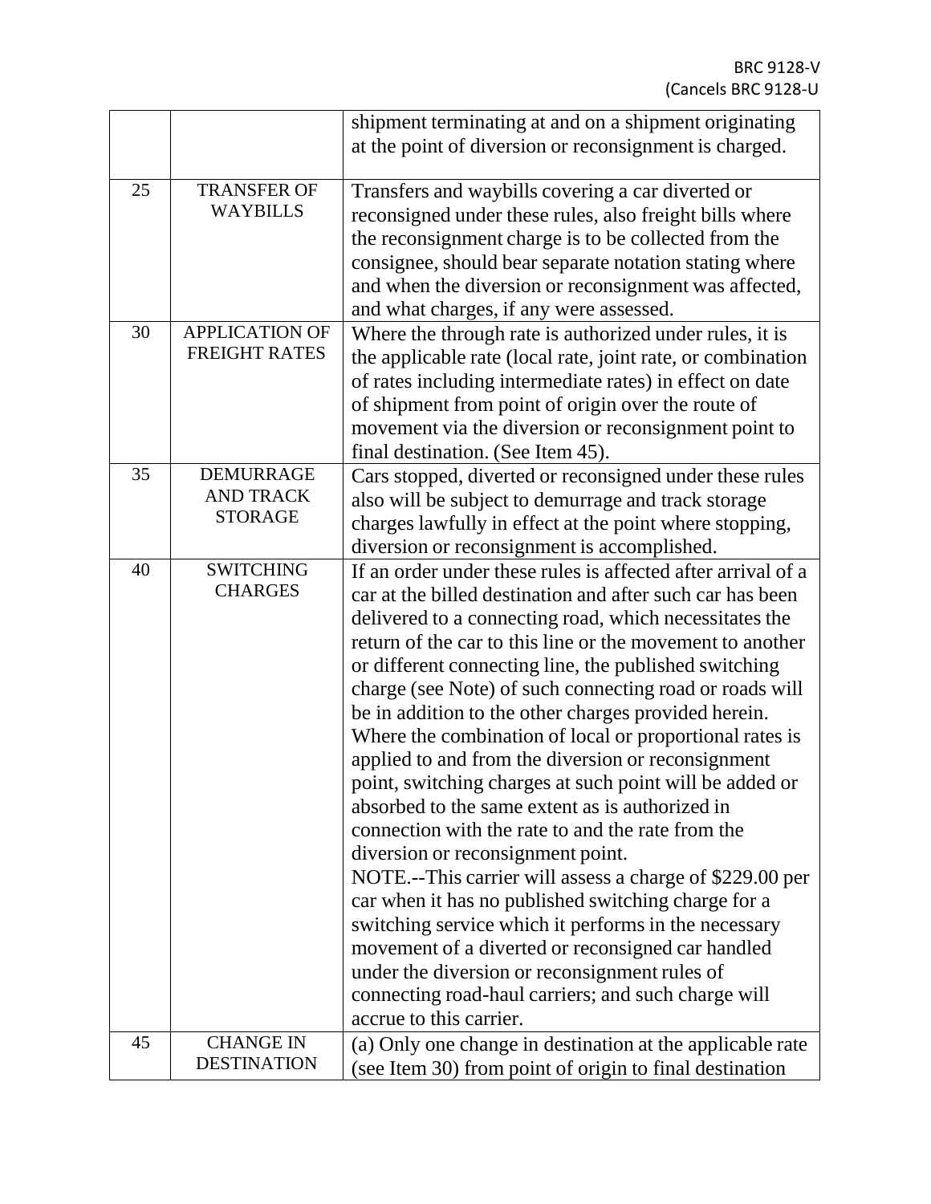| | | |
|---|---|---|
| | | shipment terminating at and on a shipment originating at the point of diversion or reconsignment is charged. |
| 25 | TRANSFER OF WAYBILLS | Transfers and waybills covering a car diverted or reconsigned under these rules, also freight bills where the reconsignment charge is to be collected from the consignee, should bear separate notation stating where and when the diversion or reconsignment was affected, and what charges, if any were assessed. |
| 30 | APPLICATION OF FREIGHT RATES | Where the through rate is authorized under rules, it is the applicable rate (local rate, joint rate, or combination of rates including intermediate rates) in effect on date of shipment from point of origin over the route of movement via the diversion or reconsignment point to final destination. (See Item 45). |
| 35 | DEMURRAGE AND TRACK STORAGE | Cars stopped, diverted or reconsigned under these rules also will be subject to demurrage and track storage charges lawfully in effect at the point where stopping, diversion or reconsignment is accomplished. |
| 40 | SWITCHING CHARGES | If an order under these rules is affected after arrival of a car at the billed destination and after such car has been delivered to a connecting road, which necessitates the return of the car to this line or the movement to another or different connecting line, the published switching charge (see Note) of such connecting road or roads will be in addition to the other charges provided herein. Where the combination of local or proportional rates is applied to and from the diversion or reconsignment point, switching charges at such point will be added or absorbed to the same extent as is authorized in connection with the rate to and the rate from the diversion or reconsignment point.<br>NOTE.--This carrier will assess a charge of $229.00 per car when it has no published switching charge for a switching service which it performs in the necessary movement of a diverted or reconsigned car handled under the diversion or reconsignment rules of connecting road-haul carriers; and such charge will accrue to this carrier. |
| 45 | CHANGE IN DESTINATION | (a) Only one change in destination at the applicable rate (see Item 30) from point of origin to final destination |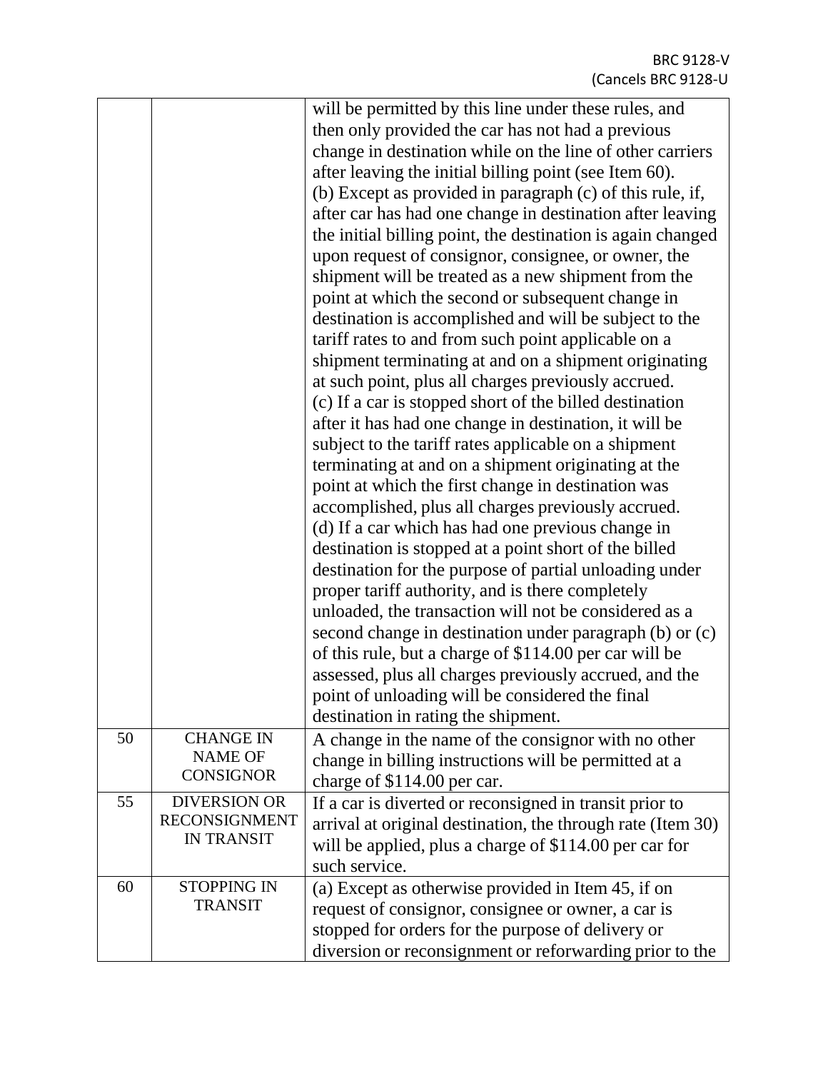| | | |
|---|---|---|
| | | will be permitted by this line under these rules, and then only provided the car has not had a previous change in destination while on the line of other carriers after leaving the initial billing point (see Item 60).<br>(b) Except as provided in paragraph (c) of this rule, if, after car has had one change in destination after leaving the initial billing point, the destination is again changed upon request of consignor, consignee, or owner, the shipment will be treated as a new shipment from the point at which the second or subsequent change in destination is accomplished and will be subject to the tariff rates to and from such point applicable on a shipment terminating at and on a shipment originating at such point, plus all charges previously accrued.<br>(c) If a car is stopped short of the billed destination after it has had one change in destination, it will be subject to the tariff rates applicable on a shipment terminating at and on a shipment originating at the point at which the first change in destination was accomplished, plus all charges previously accrued.<br>(d) If a car which has had one previous change in destination is stopped at a point short of the billed destination for the purpose of partial unloading under proper tariff authority, and is there completely unloaded, the transaction will not be considered as a second change in destination under paragraph (b) or (c) of this rule, but a charge of $114.00 per car will be assessed, plus all charges previously accrued, and the point of unloading will be considered the final destination in rating the shipment. |
| 50 | CHANGE IN NAME OF CONSIGNOR | A change in the name of the consignor with no other change in billing instructions will be permitted at a charge of $114.00 per car. |
| 55 | DIVERSION OR RECONSIGNMENT IN TRANSIT | If a car is diverted or reconsigned in transit prior to arrival at original destination, the through rate (Item 30) will be applied, plus a charge of $114.00 per car for such service. |
| 60 | STOPPING IN TRANSIT | (a) Except as otherwise provided in Item 45, if on request of consignor, consignee or owner, a car is stopped for orders for the purpose of delivery or diversion or reconsignment or reforwarding prior to the |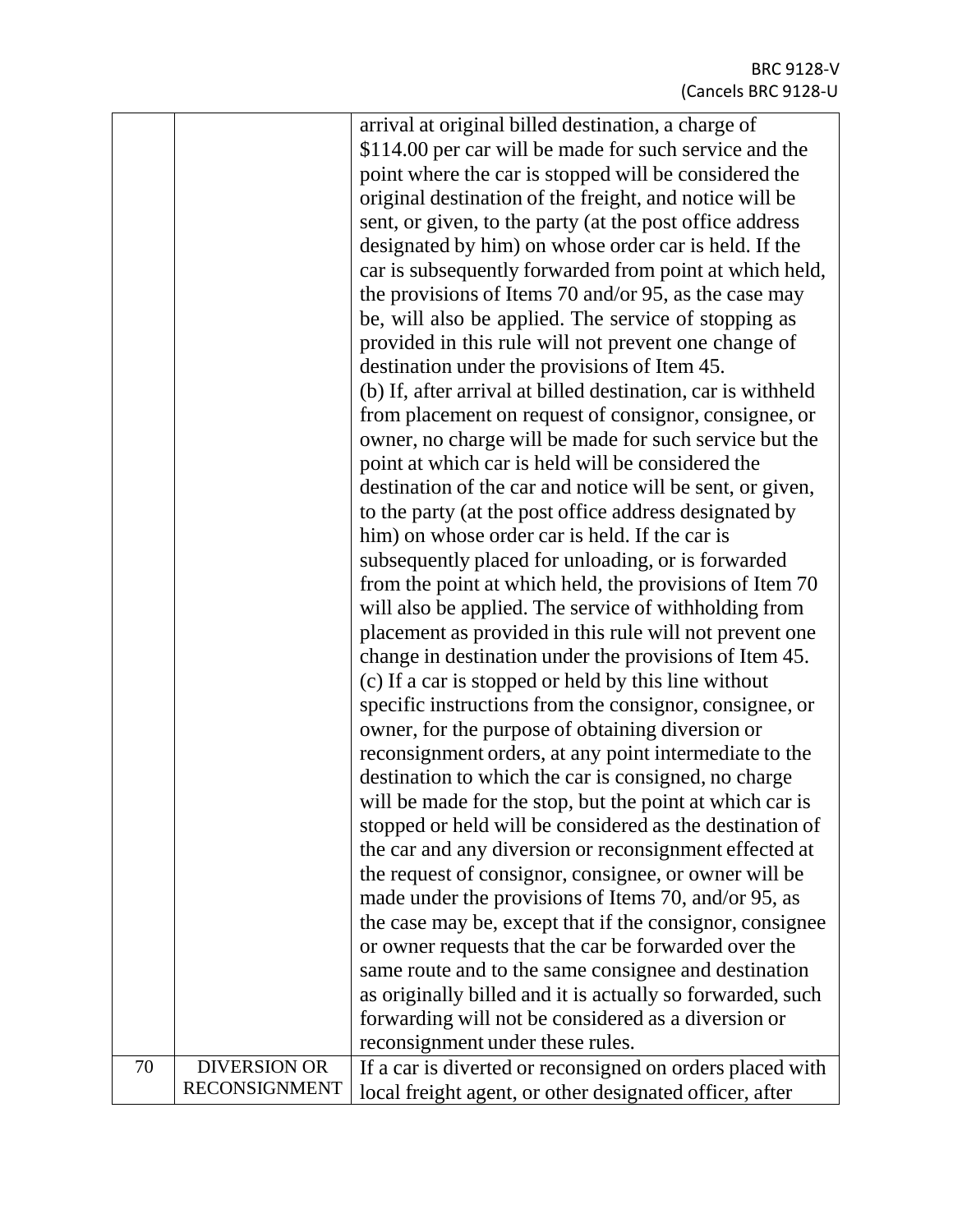| | | |
|---|---|---|
| | | arrival at original billed destination, a charge of $114.00 per car will be made for such service and the point where the car is stopped will be considered the original destination of the freight, and notice will be sent, or given, to the party (at the post office address designated by him) on whose order car is held. If the car is subsequently forwarded from point at which held, the provisions of Items 70 and/or 95, as the case may be, will also be applied. The service of stopping as provided in this rule will not prevent one change of destination under the provisions of Item 45.<br>(b) If, after arrival at billed destination, car is withheld from placement on request of consignor, consignee, or owner, no charge will be made for such service but the point at which car is held will be considered the destination of the car and notice will be sent, or given, to the party (at the post office address designated by him) on whose order car is held. If the car is subsequently placed for unloading, or is forwarded from the point at which held, the provisions of Item 70 will also be applied. The service of withholding from placement as provided in this rule will not prevent one change in destination under the provisions of Item 45.<br>(c) If a car is stopped or held by this line without specific instructions from the consignor, consignee, or owner, for the purpose of obtaining diversion or reconsignment orders, at any point intermediate to the destination to which the car is consigned, no charge will be made for the stop, but the point at which car is stopped or held will be considered as the destination of the car and any diversion or reconsignment effected at the request of consignor, consignee, or owner will be made under the provisions of Items 70, and/or 95, as the case may be, except that if the consignor, consignee or owner requests that the car be forwarded over the same route and to the same consignee and destination as originally billed and it is actually so forwarded, such forwarding will not be considered as a diversion or reconsignment under these rules. |
| 70 | DIVERSION OR RECONSIGNMENT | If a car is diverted or reconsigned on orders placed with local freight agent, or other designated officer, after |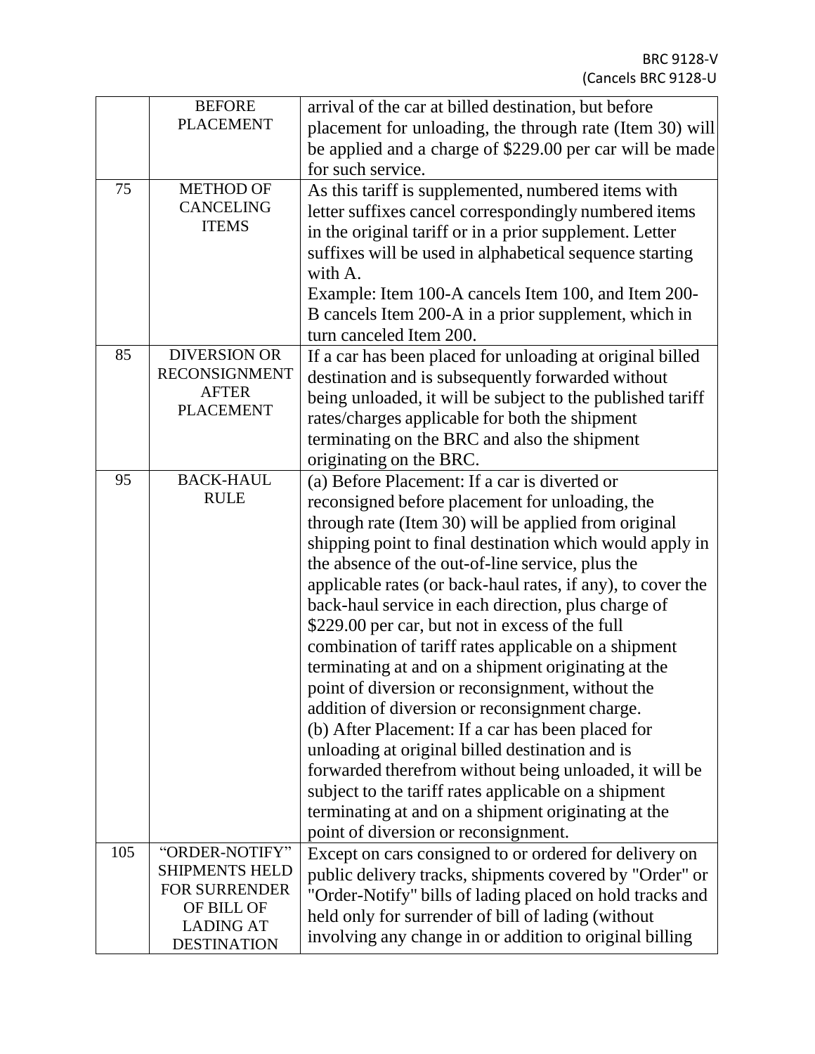| | | |
|---|---|---|
| | BEFORE PLACEMENT | arrival of the car at billed destination, but before placement for unloading, the through rate (Item 30) will be applied and a charge of $229.00 per car will be made for such service. |
| 75 | METHOD OF CANCELING ITEMS | As this tariff is supplemented, numbered items with letter suffixes cancel correspondingly numbered items in the original tariff or in a prior supplement. Letter suffixes will be used in alphabetical sequence starting with A.<br>Example: Item 100-A cancels Item 100, and Item 200-B cancels Item 200-A in a prior supplement, which in turn canceled Item 200. |
| 85 | DIVERSION OR RECONSIGNMENT AFTER PLACEMENT | If a car has been placed for unloading at original billed destination and is subsequently forwarded without being unloaded, it will be subject to the published tariff rates/charges applicable for both the shipment terminating on the BRC and also the shipment originating on the BRC. |
| 95 | BACK-HAUL RULE | (a) Before Placement: If a car is diverted or reconsigned before placement for unloading, the through rate (Item 30) will be applied from original shipping point to final destination which would apply in the absence of the out-of-line service, plus the applicable rates (or back-haul rates, if any), to cover the back-haul service in each direction, plus charge of $229.00 per car, but not in excess of the full combination of tariff rates applicable on a shipment terminating at and on a shipment originating at the point of diversion or reconsignment, without the addition of diversion or reconsignment charge.<br>(b) After Placement: If a car has been placed for unloading at original billed destination and is forwarded therefrom without being unloaded, it will be subject to the tariff rates applicable on a shipment terminating at and on a shipment originating at the point of diversion or reconsignment. |
| 105 | "ORDER-NOTIFY" SHIPMENTS HELD FOR SURRENDER OF BILL OF LADING AT DESTINATION | Except on cars consigned to or ordered for delivery on public delivery tracks, shipments covered by "Order" or "Order-Notify" bills of lading placed on hold tracks and held only for surrender of bill of lading (without involving any change in or addition to original billing |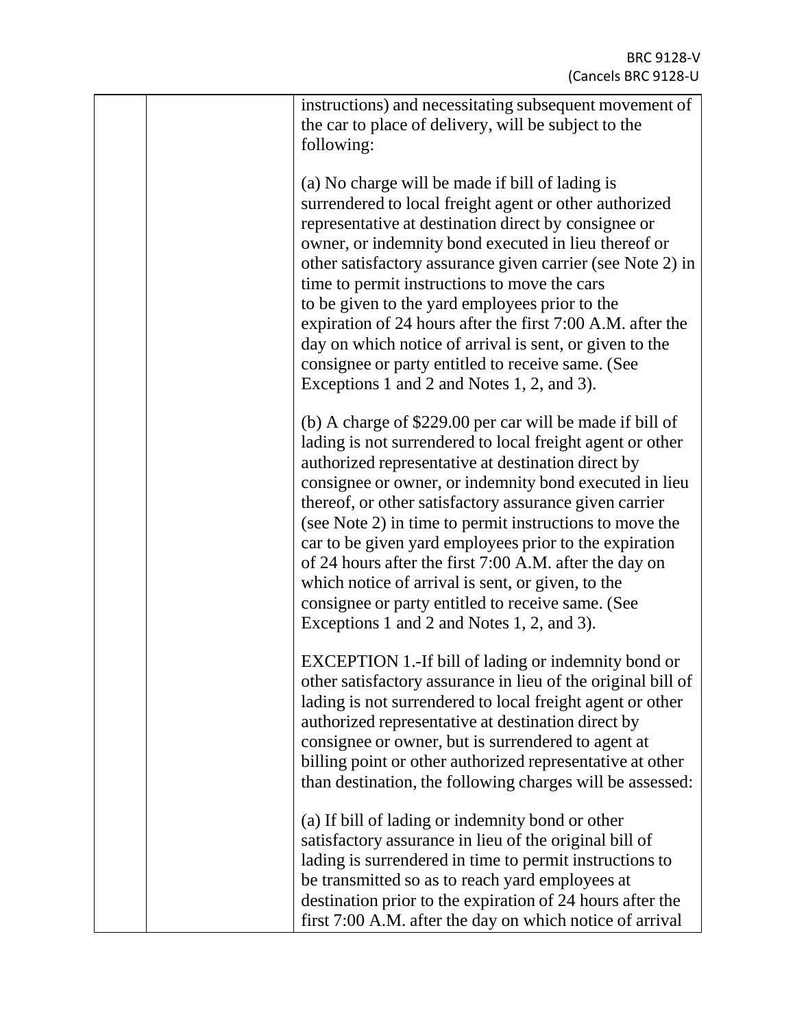| | | instructions) and necessitating subsequent movement of the car to place of delivery, will be subject to the following:<br><br>(a) No charge will be made if bill of lading is surrendered to local freight agent or other authorized representative at destination direct by consignee or owner, or indemnity bond executed in lieu thereof or other satisfactory assurance given carrier (see Note 2) in time to permit instructions to move the cars to be given to the yard employees prior to the expiration of 24 hours after the first 7:00 A.M. after the day on which notice of arrival is sent, or given to the consignee or party entitled to receive same. (See Exceptions 1 and 2 and Notes 1, 2, and 3).<br><br>(b) A charge of $229.00 per car will be made if bill of lading is not surrendered to local freight agent or other authorized representative at destination direct by consignee or owner, or indemnity bond executed in lieu thereof, or other satisfactory assurance given carrier (see Note 2) in time to permit instructions to move the car to be given yard employees prior to the expiration of 24 hours after the first 7:00 A.M. after the day on which notice of arrival is sent, or given, to the consignee or party entitled to receive same. (See Exceptions 1 and 2 and Notes 1, 2, and 3).<br><br>EXCEPTION 1.-If bill of lading or indemnity bond or other satisfactory assurance in lieu of the original bill of lading is not surrendered to local freight agent or other authorized representative at destination direct by consignee or owner, but is surrendered to agent at billing point or other authorized representative at other than destination, the following charges will be assessed:<br><br>(a) If bill of lading or indemnity bond or other satisfactory assurance in lieu of the original bill of lading is surrendered in time to permit instructions to be transmitted so as to reach yard employees at destination prior to the expiration of 24 hours after the first 7:00 A.M. after the day on which notice of arrival |
|---|---|---|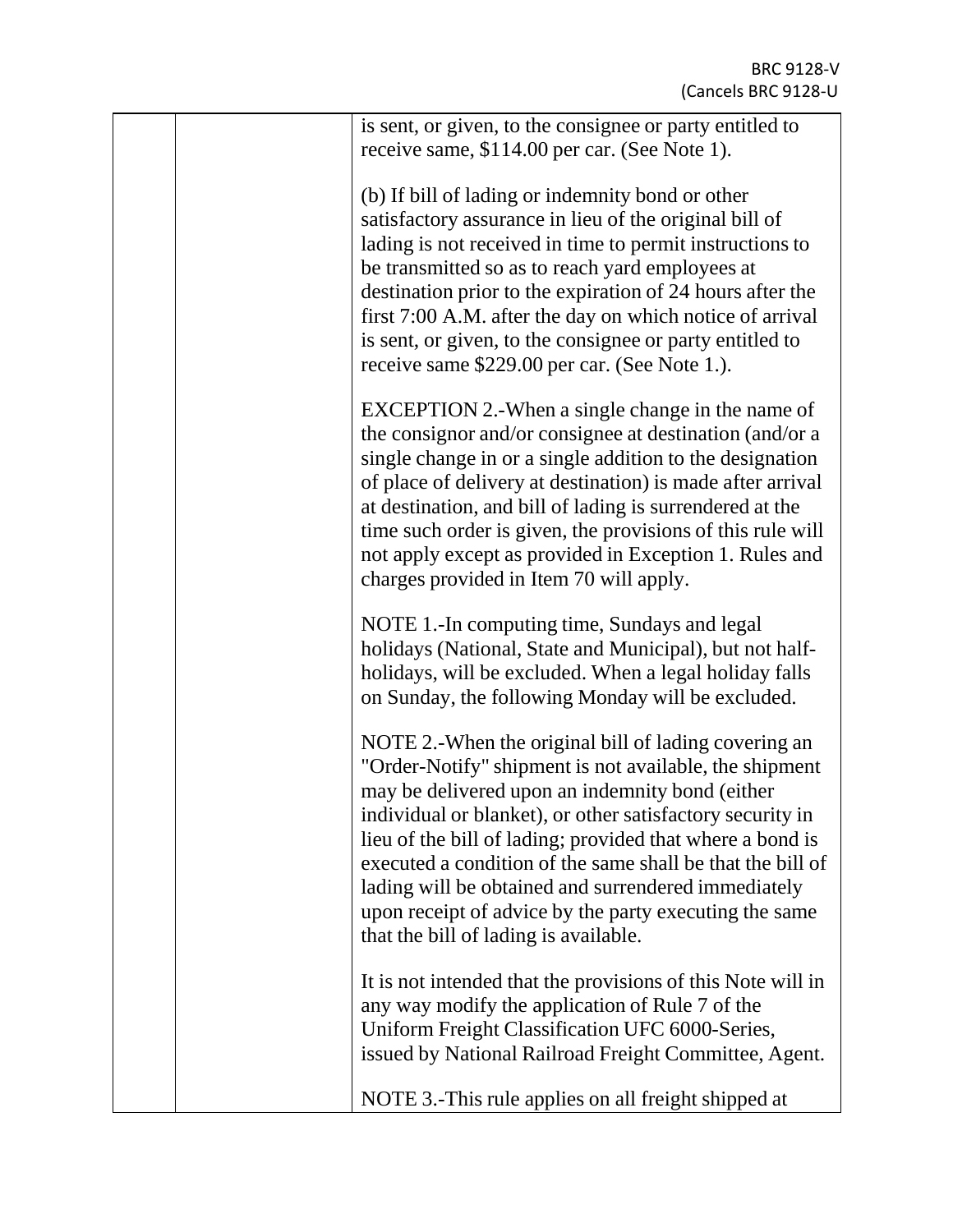is sent, or given, to the consignee or party entitled to receive same, $114.00 per car. (See Note 1).

(b) If bill of lading or indemnity bond or other satisfactory assurance in lieu of the original bill of lading is not received in time to permit instructions to be transmitted so as to reach yard employees at destination prior to the expiration of 24 hours after the first 7:00 A.M. after the day on which notice of arrival is sent, or given, to the consignee or party entitled to receive same $229.00 per car. (See Note 1.).

EXCEPTION 2.-When a single change in the name of the consignor and/or consignee at destination (and/or a single change in or a single addition to the designation of place of delivery at destination) is made after arrival at destination, and bill of lading is surrendered at the time such order is given, the provisions of this rule will not apply except as provided in Exception 1. Rules and charges provided in Item 70 will apply.

NOTE 1.-In computing time, Sundays and legal holidays (National, State and Municipal), but not half-holidays, will be excluded. When a legal holiday falls on Sunday, the following Monday will be excluded.

NOTE 2.-When the original bill of lading covering an "Order-Notify" shipment is not available, the shipment may be delivered upon an indemnity bond (either individual or blanket), or other satisfactory security in lieu of the bill of lading; provided that where a bond is executed a condition of the same shall be that the bill of lading will be obtained and surrendered immediately upon receipt of advice by the party executing the same that the bill of lading is available.

It is not intended that the provisions of this Note will in any way modify the application of Rule 7 of the Uniform Freight Classification UFC 6000-Series, issued by National Railroad Freight Committee, Agent.

NOTE 3.-This rule applies on all freight shipped at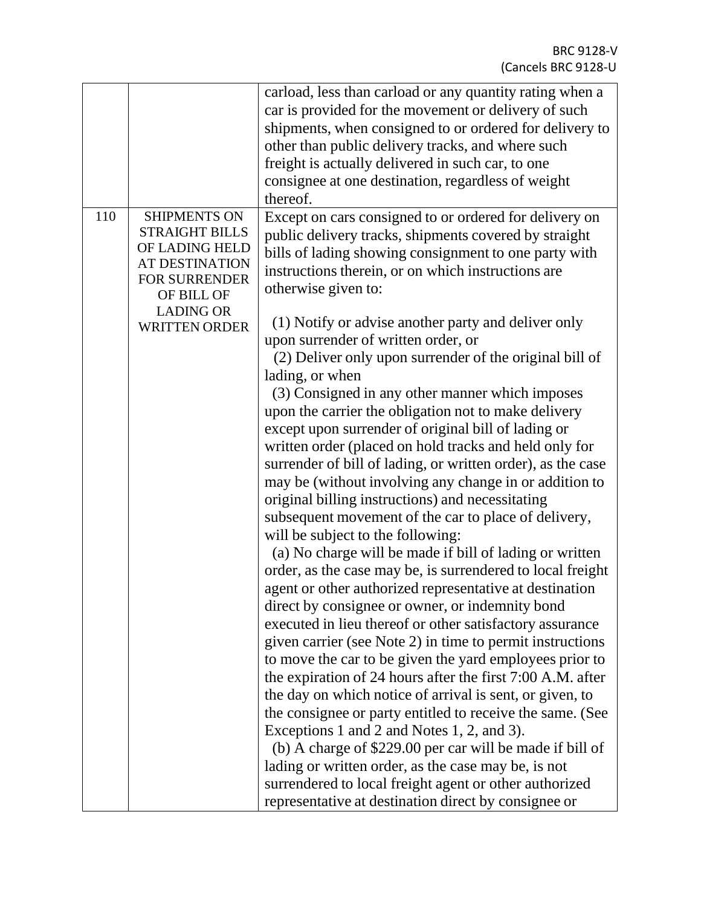| | | |
|---|---|---|
| | | carload, less than carload or any quantity rating when a car is provided for the movement or delivery of such shipments, when consigned to or ordered for delivery to other than public delivery tracks, and where such freight is actually delivered in such car, to one consignee at one destination, regardless of weight thereof. |
| 110 | SHIPMENTS ON STRAIGHT BILLS OF LADING HELD AT DESTINATION FOR SURRENDER OF BILL OF LADING OR WRITTEN ORDER | Except on cars consigned to or ordered for delivery on public delivery tracks, shipments covered by straight bills of lading showing consignment to one party with instructions therein, or on which instructions are otherwise given to:<br><br>(1) Notify or advise another party and deliver only upon surrender of written order, or<br>(2) Deliver only upon surrender of the original bill of lading, or when<br>(3) Consigned in any other manner which imposes upon the carrier the obligation not to make delivery except upon surrender of original bill of lading or written order (placed on hold tracks and held only for surrender of bill of lading, or written order), as the case may be (without involving any change in or addition to original billing instructions) and necessitating subsequent movement of the car to place of delivery, will be subject to the following:<br>(a) No charge will be made if bill of lading or written order, as the case may be, is surrendered to local freight agent or other authorized representative at destination direct by consignee or owner, or indemnity bond executed in lieu thereof or other satisfactory assurance given carrier (see Note 2) in time to permit instructions to move the car to be given the yard employees prior to the expiration of 24 hours after the first 7:00 A.M. after the day on which notice of arrival is sent, or given, to the consignee or party entitled to receive the same. (See Exceptions 1 and 2 and Notes 1, 2, and 3).<br>(b) A charge of $229.00 per car will be made if bill of lading or written order, as the case may be, is not surrendered to local freight agent or other authorized representative at destination direct by consignee or |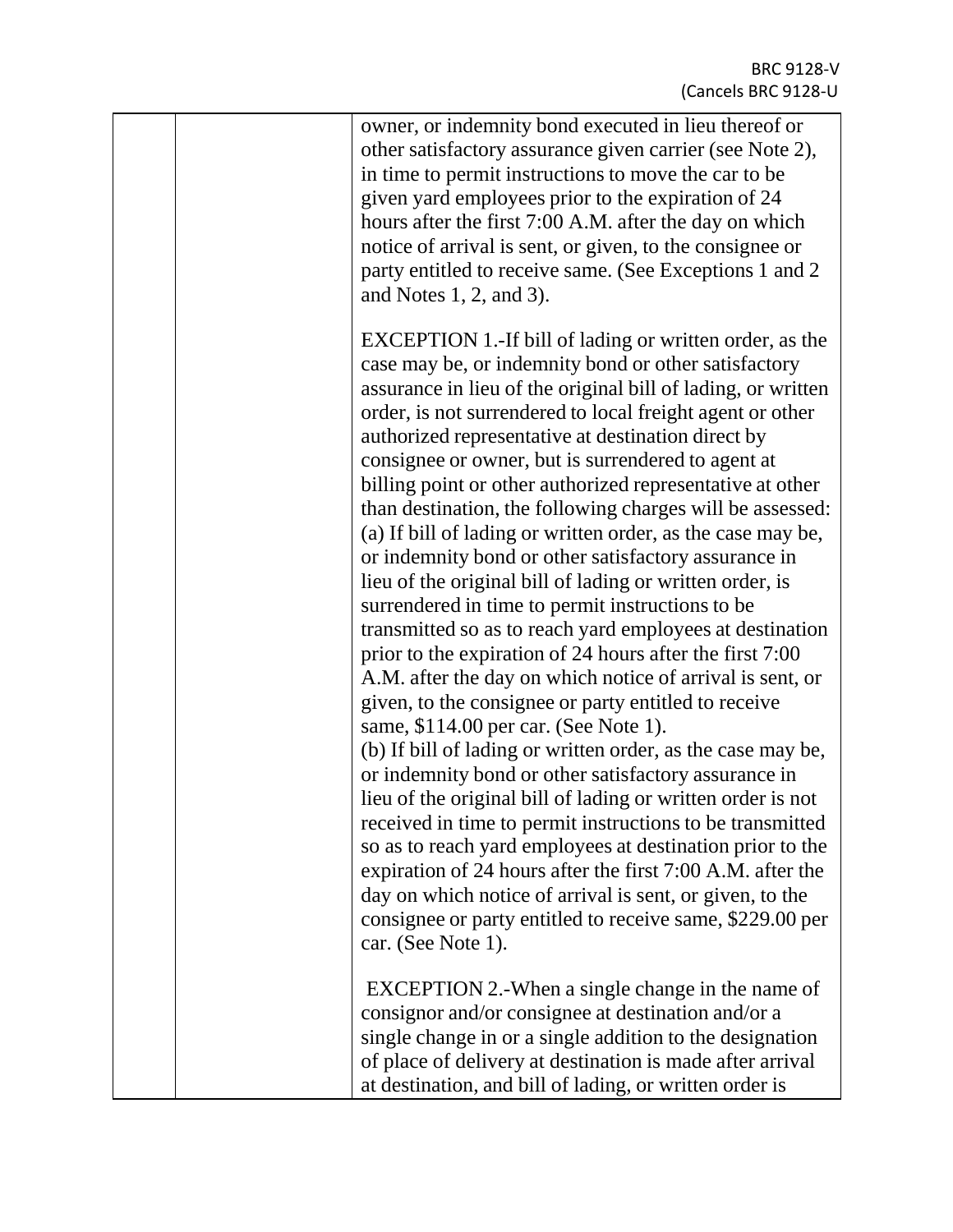| | | owner, or indemnity bond executed in lieu thereof or other satisfactory assurance given carrier (see Note 2), in time to permit instructions to move the car to be given yard employees prior to the expiration of 24 hours after the first 7:00 A.M. after the day on which notice of arrival is sent, or given, to the consignee or party entitled to receive same. (See Exceptions 1 and 2 and Notes 1, 2, and 3).<br><br>EXCEPTION 1.-If bill of lading or written order, as the case may be, or indemnity bond or other satisfactory assurance in lieu of the original bill of lading, or written order, is not surrendered to local freight agent or other authorized representative at destination direct by consignee or owner, but is surrendered to agent at billing point or other authorized representative at other than destination, the following charges will be assessed:<br>(a) If bill of lading or written order, as the case may be, or indemnity bond or other satisfactory assurance in lieu of the original bill of lading or written order, is surrendered in time to permit instructions to be transmitted so as to reach yard employees at destination prior to the expiration of 24 hours after the first 7:00 A.M. after the day on which notice of arrival is sent, or given, to the consignee or party entitled to receive same, $114.00 per car. (See Note 1).<br>(b) If bill of lading or written order, as the case may be, or indemnity bond or other satisfactory assurance in lieu of the original bill of lading or written order is not received in time to permit instructions to be transmitted so as to reach yard employees at destination prior to the expiration of 24 hours after the first 7:00 A.M. after the day on which notice of arrival is sent, or given, to the consignee or party entitled to receive same, $229.00 per car. (See Note 1).<br><br>EXCEPTION 2.-When a single change in the name of consignor and/or consignee at destination and/or a single change in or a single addition to the designation of place of delivery at destination is made after arrival at destination, and bill of lading, or written order is |
|---|---|---|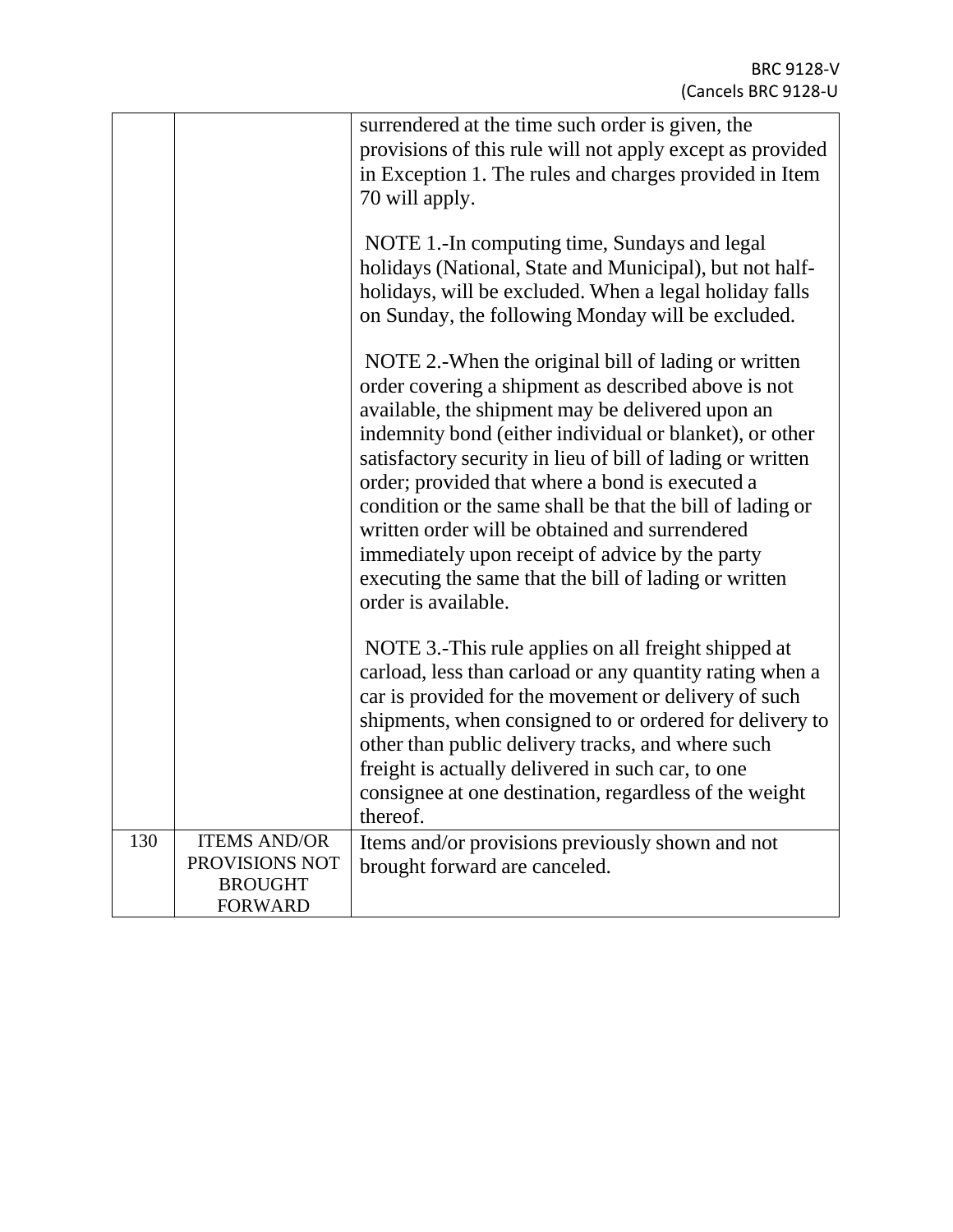| | | |
|---|---|---|
| | | surrendered at the time such order is given, the provisions of this rule will not apply except as provided in Exception 1. The rules and charges provided in Item 70 will apply.<br><br>NOTE 1.-In computing time, Sundays and legal holidays (National, State and Municipal), but not half-holidays, will be excluded. When a legal holiday falls on Sunday, the following Monday will be excluded.<br><br>NOTE 2.-When the original bill of lading or written order covering a shipment as described above is not available, the shipment may be delivered upon an indemnity bond (either individual or blanket), or other satisfactory security in lieu of bill of lading or written order; provided that where a bond is executed a condition or the same shall be that the bill of lading or written order will be obtained and surrendered immediately upon receipt of advice by the party executing the same that the bill of lading or written order is available.<br><br>NOTE 3.-This rule applies on all freight shipped at carload, less than carload or any quantity rating when a car is provided for the movement or delivery of such shipments, when consigned to or ordered for delivery to other than public delivery tracks, and where such freight is actually delivered in such car, to one consignee at one destination, regardless of the weight thereof. |
| 130 | ITEMS AND/OR PROVISIONS NOT BROUGHT FORWARD | Items and/or provisions previously shown and not brought forward are canceled. |